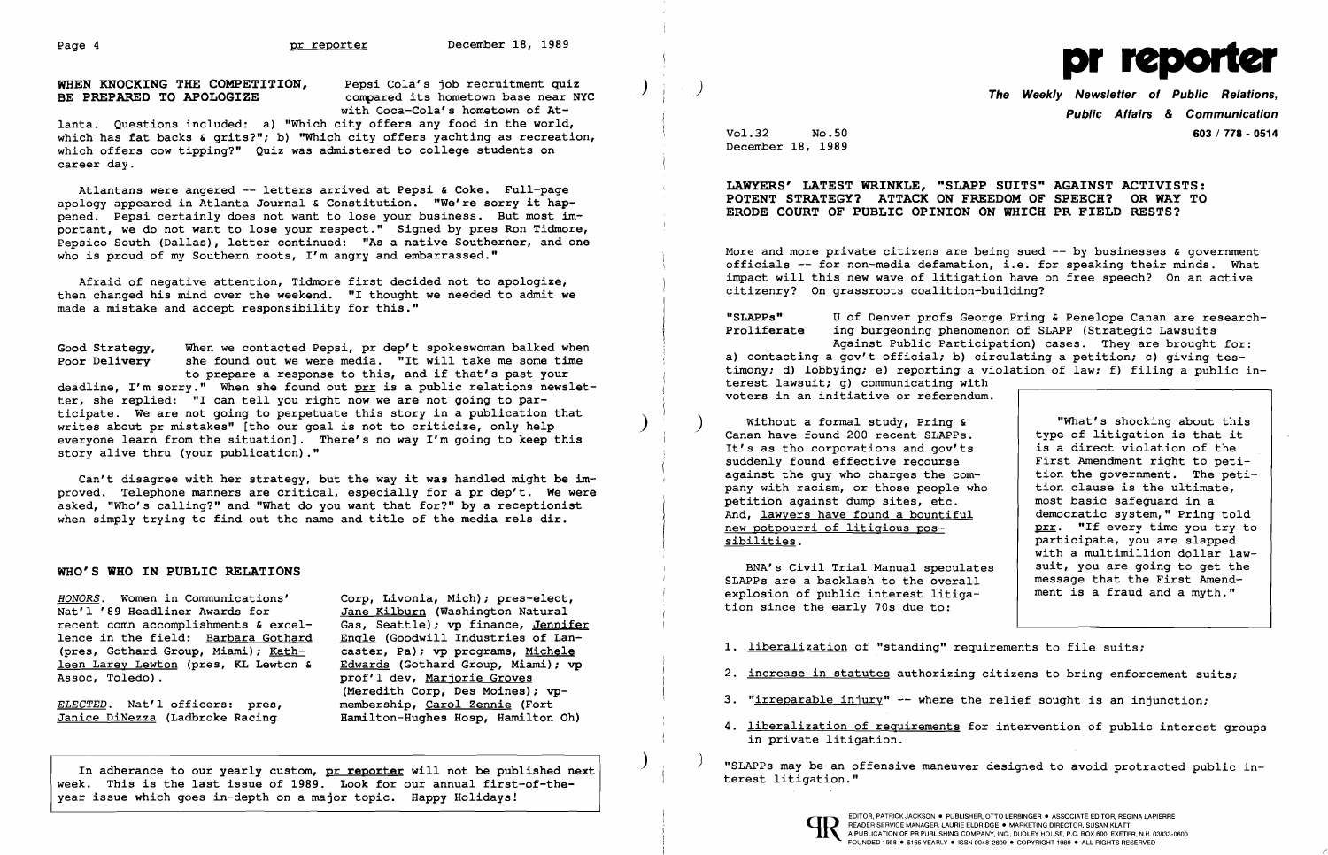## WHEN KNOCKING THE COMPETITION, BE PREPARED TO APOLOGIZE

Pepsi Cola's job recruitment quiz compared its hometown base near NYC with Coca-Cola's hometown of Atlanta. Questions included: a) "Which city offers any food in the world, which has fat backs & grits?"; b) "Which city offers yachting as recreation, which offers cow tipping?" Quiz was admistered to college students on career day.

Atlantans were angered -- letters arrived at Pepsi & Coke. Full-page apology appeared in Atlanta Journal & Constitution. "We're sorry it happened. Pepsi certainly does not want to lose your business. But most important, we do not want to lose your respect." Signed by pres Ron Tidmore, Pepsico South (Dallas), letter continued: "As a native Southerner, and one who is proud of my Southern roots, I'm angry and embarrassed."

Afraid of negative attention, Tidmore first decided not to apologize, then changed his mind over the weekend. "I thought we needed to admit we made a mistake and accept responsibility for this."

**Good Strategy, Poor Delivery** When we contacted Pepsi, pr dep't spokeswoman balked when she found out we were media. "It will take me some time to prepare a response to this, and if that's past your deadline, I'm sorry." When she found out prr is a public relations newsletter, she replied: "I can tell you right now we are not going to participate. We are not going to perpetuate this story in a publication that writes about pr mistakes" [tho our goal is not to criticize, only help everyone learn from the situation]. There's no way I'm going to keep this story alive thru (your publication)."

Can't disagree with her strategy, but the way it was handled might be improved. Telephone manners are critical, especially for a pr dep't. We were asked, "Who's calling?" and "What do you want that for?" by a receptionist when simply trying to find out the name and title of the media rels dir.

## WHO'S WHO IN PUBLIC RELATIONS

*HONORS*. Women in Communications' Nat'l '89 Headliner Awards for recent comn accomplishments & excellence in the field: Barbara Gothard (pres, Gothard Group, Miami); Kathleen Larey Lewton (pres, KL Lewton & Assoc, Toledo).

*ELECTED*. Nat'l officers: pres, Janice DiNezza (Ladbroke Racing Corp, Livonia, Mich); pres-elect, Jane Kilburn (Washington Natural Gas, Seattle); vp finance, Jennifer Engle (Goodwill Industries of Lancaster, Pa); vp programs, Michele Edwards (Gothard Group, Miami); vp prof'l dev, Marjorie Groves (Meredith Corp, Des Moines); vp-membership, Carol Zennie (Fort Hamilton-Hughes Hosp, Hamilton Oh)

In adherance to our yearly custom, **pr reporter** will not be published next week. This is the last issue of 1989. Look for our annual first-of-the-year issue which goes in-depth on a major topic. Happy Holidays!

# pr reporter

**The Weekly Newsletter of Public Relations, Public Affairs & Communication**

**603 / 778 - 0514**

Vol.32 No.50
December 18, 1989

## LAWYERS' LATEST WRINKLE, "SLAPP SUITS" AGAINST ACTIVISTS: POTENT STRATEGY? ATTACK ON FREEDOM OF SPEECH? OR WAY TO ERODE COURT OF PUBLIC OPINION ON WHICH PR FIELD RESTS?

More and more private citizens are being sued -- by businesses & government officials -- for non-media defamation, i.e. for speaking their minds. What impact will this new wave of litigation have on free speech? On an active citizenry? On grassroots coalition-building?

**"SLAPPs" Proliferate** U of Denver profs George Pring & Penelope Canan are researching burgeoning phenomenon of SLAPP (Strategic Lawsuits Against Public Participation) cases. They are brought for: a) contacting a gov't official; b) circulating a petition; c) giving testimony; d) lobbying; e) reporting a violation of law; f) filing a public interest lawsuit; g) communicating with voters in an initiative or referendum.

Without a formal study, Pring & Canan have found 200 recent SLAPPs. It's as tho corporations and gov'ts suddenly found effective recourse against the guy who charges the company with racism, or those people who petition against dump sites, etc. And, lawyers have found a bountiful new potpourri of litigious possibilities.

> "What's shocking about this type of litigation is that it is a direct violation of the First Amendment right to petition the government. The petition clause is the ultimate, most basic safeguard in a democratic system," Pring told prr. "If every time you try to participate, you are slapped with a multimillion dollar lawsuit, you are going to get the message that the First Amendment is a fraud and a myth."

BNA's Civil Trial Manual speculates SLAPPs are a backlash to the overall explosion of public interest litigation since the early 70s due to:

1. liberalization of "standing" requirements to file suits;
2. increase in statutes authorizing citizens to bring enforcement suits;
3. "irreparable injury" -- where the relief sought is an injunction;
4. liberalization of requirements for intervention of public interest groups in private litigation.

"SLAPPs may be an offensive maneuver designed to avoid protracted public interest litigation."

EDITOR, PATRICK JACKSON • PUBLISHER, OTTO LERBINGER • ASSOCIATE EDITOR, REGINA LAPIERRE
READER SERVICE MANAGER, LAURIE ELDRIDGE • MARKETING DIRECTOR, SUSAN KLATT
A PUBLICATION OF PR PUBLISHING COMPANY, INC., DUDLEY HOUSE, P.O. BOX 600, EXETER, N.H. 03833-0600
FOUNDED 1958 • $165 YEARLY • ISSN 0048-2609 • COPYRIGHT 1989 • ALL RIGHTS RESERVED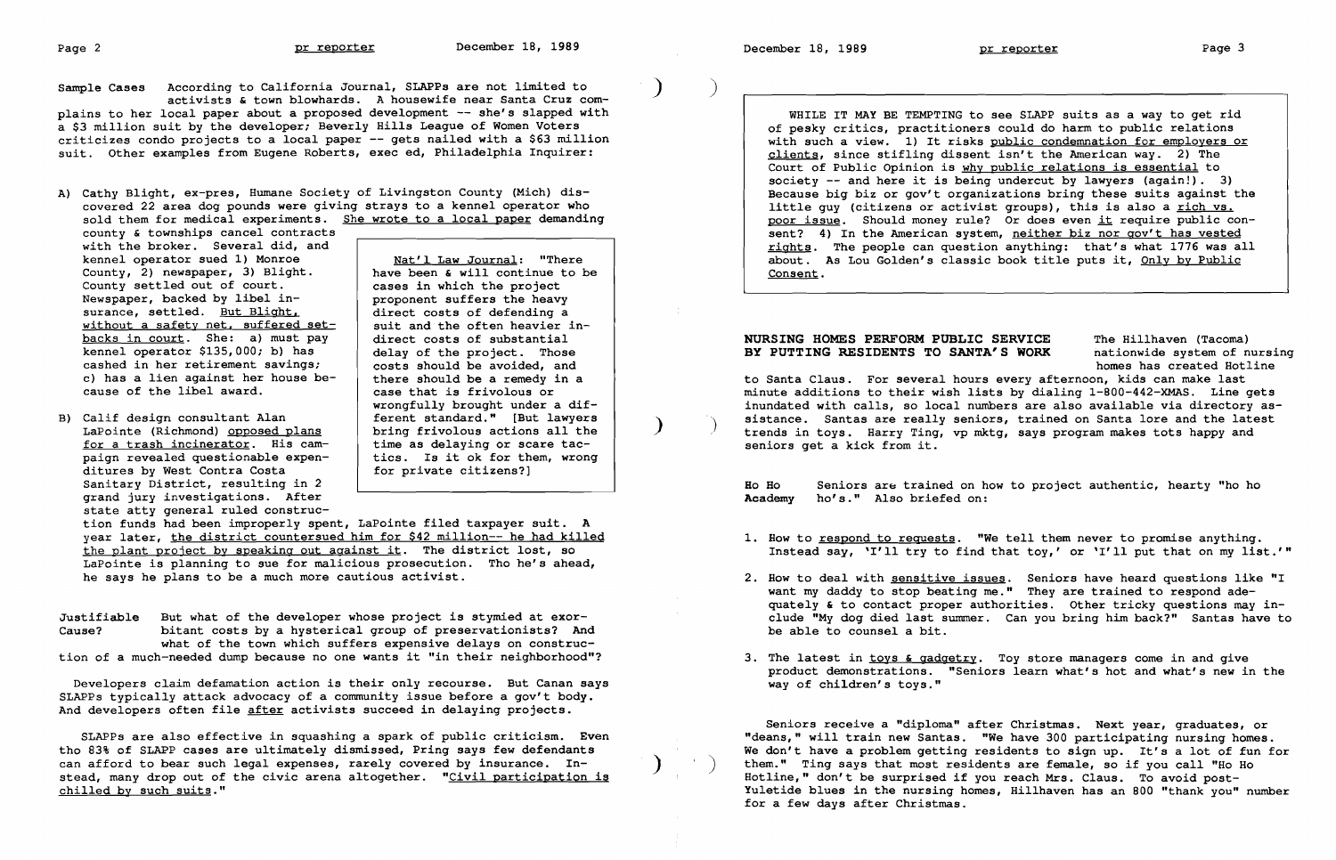**Sample Cases** According to California Journal, SLAPPs are not limited to activists & town blowhards. A housewife near Santa Cruz complains to her local paper about a proposed development -- she's slapped with a $3 million suit by the developer; Beverly Hills League of Women Voters criticizes condo projects to a local paper -- gets nailed with a $63 million suit. Other examples from Eugene Roberts, exec ed, Philadelphia Inquirer:

A) Cathy Blight, ex-pres, Humane Society of Livingston County (Mich) discovered 22 area dog pounds were giving strays to a kennel operator who sold them for medical experiments. She wrote to a local paper demanding county & townships cancel contracts with the broker. Several did, and kennel operator sued 1) Monroe County, 2) newspaper, 3) Blight. County settled out of court. Newspaper, backed by libel insurance, settled. But Blight, without a safety net, suffered setbacks in court. She: a) must pay kennel operator $135,000; b) has cashed in her retirement savings; c) has a lien against her house because of the libel award.

B) Calif design consultant Alan LaPointe (Richmond) opposed plans for a trash incinerator. His campaign revealed questionable expenditures by West Contra Costa Sanitary District, resulting in 2 grand jury investigations. After state atty general ruled construction funds had been improperly spent, LaPointe filed taxpayer suit. A year later, the district countersued him for $42 million-- he had killed the plant project by speaking out against it. The district lost, so LaPointe is planning to sue for malicious prosecution. Tho he's ahead, he says he plans to be a much more cautious activist.

> Nat'l Law Journal: "There have been & will continue to be cases in which the project proponent suffers the heavy direct costs of defending a suit and the often heavier indirect costs of substantial delay of the project. Those costs should be avoided, and there should be a remedy in a case that is frivolous or wrongfully brought under a different standard." [But lawyers bring frivolous actions all the time as delaying or scare tactics. Is it ok for them, wrong for private citizens?]

**Justifiable Cause?** But what of the developer whose project is stymied at exorbitant costs by a hysterical group of preservationists? And what of the town which suffers expensive delays on construction of a much-needed dump because no one wants it "in their neighborhood"?

Developers claim defamation action is their only recourse. But Canan says SLAPPs typically attack advocacy of a community issue before a gov't body. And developers often file after activists succeed in delaying projects.

SLAPPs are also effective in squashing a spark of public criticism. Even tho 83% of SLAPP cases are ultimately dismissed, Pring says few defendants can afford to bear such legal expenses, rarely covered by insurance. Instead, many drop out of the civic arena altogether. "Civil participation is chilled by such suits."

> WHILE IT MAY BE TEMPTING to see SLAPP suits as a way to get rid of pesky critics, practitioners could do harm to public relations with such a view. 1) It risks public condemnation for employers or clients, since stifling dissent isn't the American way. 2) The Court of Public Opinion is why public relations is essential to society -- and here it is being undercut by lawyers (again!). 3) Because big biz or gov't organizations bring these suits against the little guy (citizens or activist groups), this is also a rich vs. poor issue. Should money rule? Or does even it require public consent? 4) In the American system, neither biz nor gov't has vested rights. The people can question anything: that's what 1776 was all about. As Lou Golden's classic book title puts it, Only by Public Consent.

## NURSING HOMES PERFORM PUBLIC SERVICE BY PUTTING RESIDENTS TO SANTA'S WORK

The Hillhaven (Tacoma) nationwide system of nursing homes has created Hotline to Santa Claus. For several hours every afternoon, kids can make last minute additions to their wish lists by dialing 1-800-442-XMAS. Line gets inundated with calls, so local numbers are also available via directory assistance. Santas are really seniors, trained on Santa lore and the latest trends in toys. Harry Ting, vp mktg, says program makes tots happy and seniors get a kick from it.

**Ho Ho Academy** Seniors are trained on how to project authentic, hearty "ho ho ho's." Also briefed on:

1. How to respond to requests. "We tell them never to promise anything. Instead say, 'I'll try to find that toy,' or 'I'll put that on my list.'"
2. How to deal with sensitive issues. Seniors have heard questions like "I want my daddy to stop beating me." They are trained to respond adequately & to contact proper authorities. Other tricky questions may include "My dog died last summer. Can you bring him back?" Santas have to be able to counsel a bit.
3. The latest in toys & gadgetry. Toy store managers come in and give product demonstrations. "Seniors learn what's hot and what's new in the way of children's toys."

Seniors receive a "diploma" after Christmas. Next year, graduates, or "deans," will train new Santas. "We have 300 participating nursing homes. We don't have a problem getting residents to sign up. It's a lot of fun for them." Ting says that most residents are female, so if you call "Ho Ho Hotline," don't be surprised if you reach Mrs. Claus. To avoid post-Yuletide blues in the nursing homes, Hillhaven has an 800 "thank you" number for a few days after Christmas.